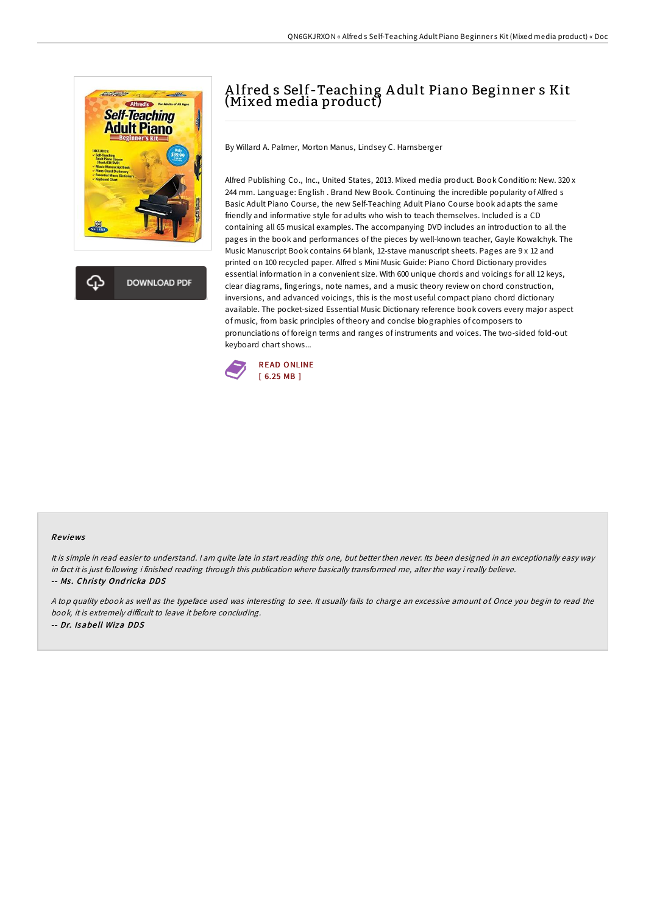# Alfred s Self-Teaching Adult Piano Beginner s Kit (Mixed media product)

By Willard A. Palmer, Morton Manus, Lindsey C. Harnsberger

Alfred Publishing Co., Inc., United States, 2013. Mixed media product. Book Condition: New. 320 x 244 mm. Language: English . Brand New Book. Continuing the incredible popularity of Alfred s Basic Adult Piano Course, the new Self-Teaching Adult Piano Course book adapts the same friendly and informative style for adults who wish to teach themselves. Included is a CD containing all 65 musical examples. The accompanying DVD includes an introduction to all the pages in the book and performances of the pieces by well-known teacher, Gayle Kowalchyk. The Music Manuscript Book contains 64 blank, 12-stave manuscript sheets. Pages are 9 x 12 and printed on 100 recycled paper. Alfred s Mini Music Guide: Piano Chord Dictionary provides essential information in a convenient size. With 600 unique chords and voicings for all 12 keys, clear diagrams, fingerings, note names, and a music theory review on chord construction, inversions, and advanced voicings, this is the most useful compact piano chord dictionary available. The pocket-sized Essential Music Dictionary reference book covers every major aspect of music, from basic principles of theory and concise biographies of composers to pronunciations of foreign terms and ranges of instruments and voices. The two-sided fold-out keyboard chart shows...

READ ONLINE
[ 6.25 MB ]

## Reviews

*It is simple in read easier to understand. I am quite late in start reading this one, but better then never. Its been designed in an exceptionally easy way in fact it is just following i finished reading through this publication where basically transformed me, alter the way i really believe.*

-- ***Ms. Christy Ondricka DDS***

*A top quality ebook as well as the typeface used was interesting to see. It usually fails to charge an excessive amount of. Once you begin to read the book, it is extremely difficult to leave it before concluding.*

-- ***Dr. Isabell Wiza DDS***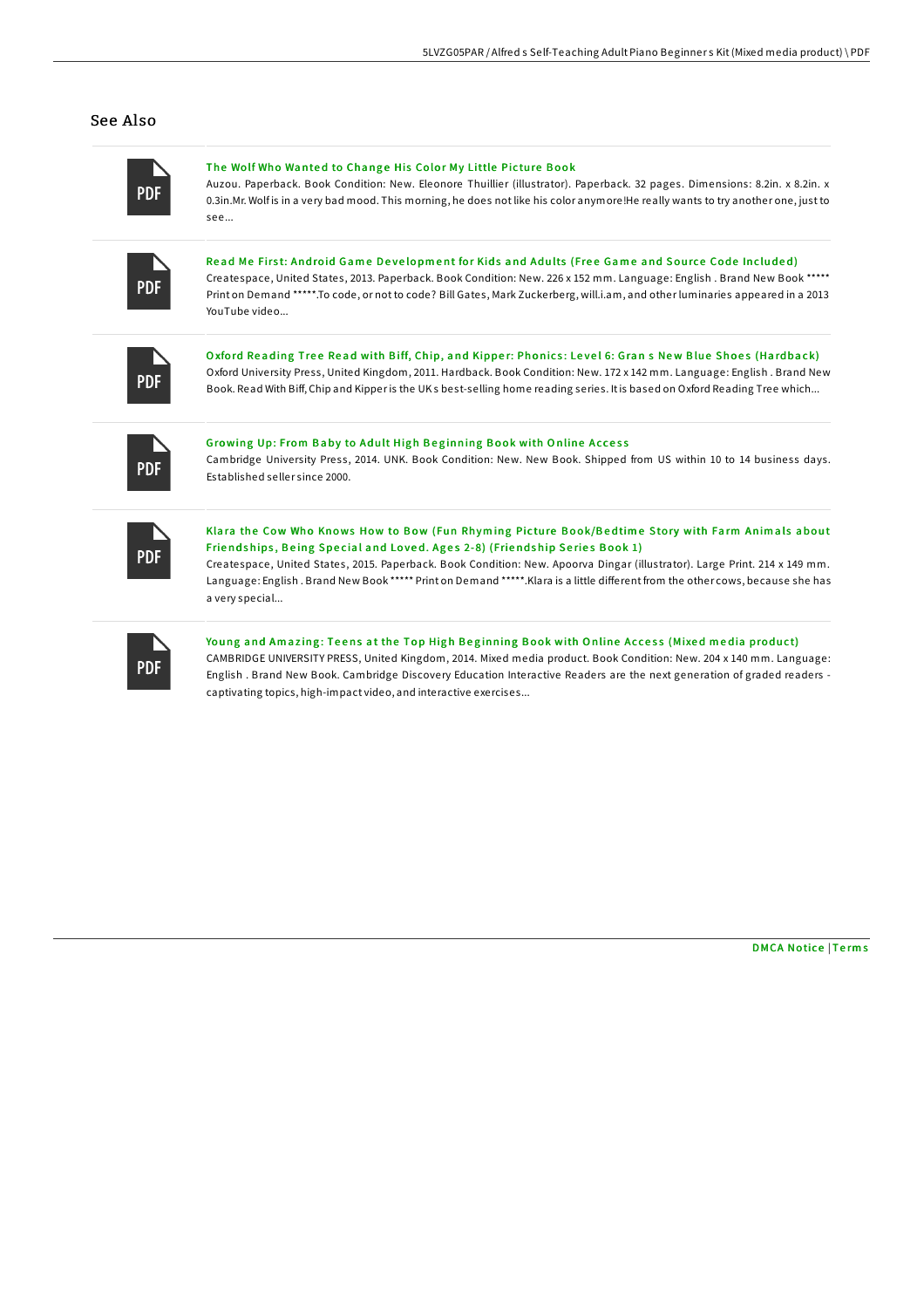## See Also

**The Wolf Who Wanted to Change His Color My Little Picture Book**

Auzou. Paperback. Book Condition: New. Eleonore Thuillier (illustrator). Paperback. 32 pages. Dimensions: 8.2in. x 8.2in. x 0.3in.Mr. Wolf is in a very bad mood. This morning, he does not like his color anymore!He really wants to try another one, just to see...

**Read Me First: Android Game Development for Kids and Adults (Free Game and Source Code Included)**

Createspace, United States, 2013. Paperback. Book Condition: New. 226 x 152 mm. Language: English . Brand New Book ***** Print on Demand *****.To code, or not to code? Bill Gates, Mark Zuckerberg, will.i.am, and other luminaries appeared in a 2013 YouTube video...

**Oxford Reading Tree Read with Biff, Chip, and Kipper: Phonics: Level 6: Gran s New Blue Shoes (Hardback)**

Oxford University Press, United Kingdom, 2011. Hardback. Book Condition: New. 172 x 142 mm. Language: English . Brand New Book. Read With Biff, Chip and Kipper is the UK s best-selling home reading series. It is based on Oxford Reading Tree which...

**Growing Up: From Baby to Adult High Beginning Book with Online Access**

Cambridge University Press, 2014. UNK. Book Condition: New. New Book. Shipped from US within 10 to 14 business days. Established seller since 2000.

**Klara the Cow Who Knows How to Bow (Fun Rhyming Picture Book/Bedtime Story with Farm Animals about Friendships, Being Special and Loved. Ages 2-8) (Friendship Series Book 1)**

Createspace, United States, 2015. Paperback. Book Condition: New. Apoorva Dingar (illustrator). Large Print. 214 x 149 mm. Language: English . Brand New Book ***** Print on Demand *****.Klara is a little different from the other cows, because she has a very special...

**Young and Amazing: Teens at the Top High Beginning Book with Online Access (Mixed media product)**

CAMBRIDGE UNIVERSITY PRESS, United Kingdom, 2014. Mixed media product. Book Condition: New. 204 x 140 mm. Language: English . Brand New Book. Cambridge Discovery Education Interactive Readers are the next generation of graded readers - captivating topics, high-impact video, and interactive exercises...